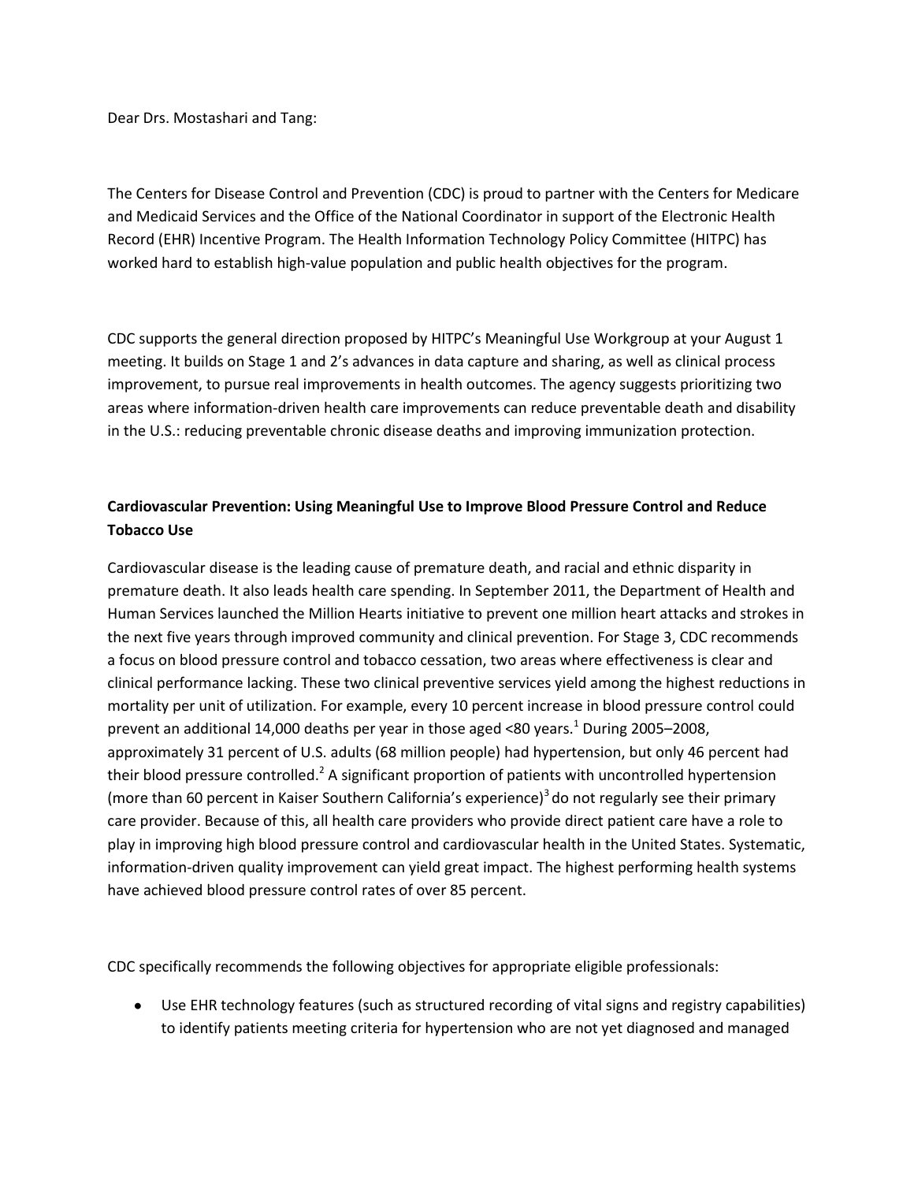Dear Drs. Mostashari and Tang:

The Centers for Disease Control and Prevention (CDC) is proud to partner with the Centers for Medicare and Medicaid Services and the Office of the National Coordinator in support of the Electronic Health Record (EHR) Incentive Program. The Health Information Technology Policy Committee (HITPC) has worked hard to establish high-value population and public health objectives for the program.

CDC supports the general direction proposed by HITPC's Meaningful Use Workgroup at your August 1 meeting. It builds on Stage 1 and 2's advances in data capture and sharing, as well as clinical process improvement, to pursue real improvements in health outcomes. The agency suggests prioritizing two areas where information-driven health care improvements can reduce preventable death and disability in the U.S.: reducing preventable chronic disease deaths and improving immunization protection.

**Cardiovascular Prevention: Using Meaningful Use to Improve Blood Pressure Control and Reduce Tobacco Use**

Cardiovascular disease is the leading cause of premature death, and racial and ethnic disparity in premature death. It also leads health care spending. In September 2011, the Department of Health and Human Services launched the Million Hearts initiative to prevent one million heart attacks and strokes in the next five years through improved community and clinical prevention. For Stage 3, CDC recommends a focus on blood pressure control and tobacco cessation, two areas where effectiveness is clear and clinical performance lacking. These two clinical preventive services yield among the highest reductions in mortality per unit of utilization. For example, every 10 percent increase in blood pressure control could prevent an additional 14,000 deaths per year in those aged <80 years.[1] During 2005–2008, approximately 31 percent of U.S. adults (68 million people) had hypertension, but only 46 percent had their blood pressure controlled.[2] A significant proportion of patients with uncontrolled hypertension (more than 60 percent in Kaiser Southern California's experience)[3] do not regularly see their primary care provider. Because of this, all health care providers who provide direct patient care have a role to play in improving high blood pressure control and cardiovascular health in the United States. Systematic, information-driven quality improvement can yield great impact. The highest performing health systems have achieved blood pressure control rates of over 85 percent.

CDC specifically recommends the following objectives for appropriate eligible professionals:

- Use EHR technology features (such as structured recording of vital signs and registry capabilities) to identify patients meeting criteria for hypertension who are not yet diagnosed and managed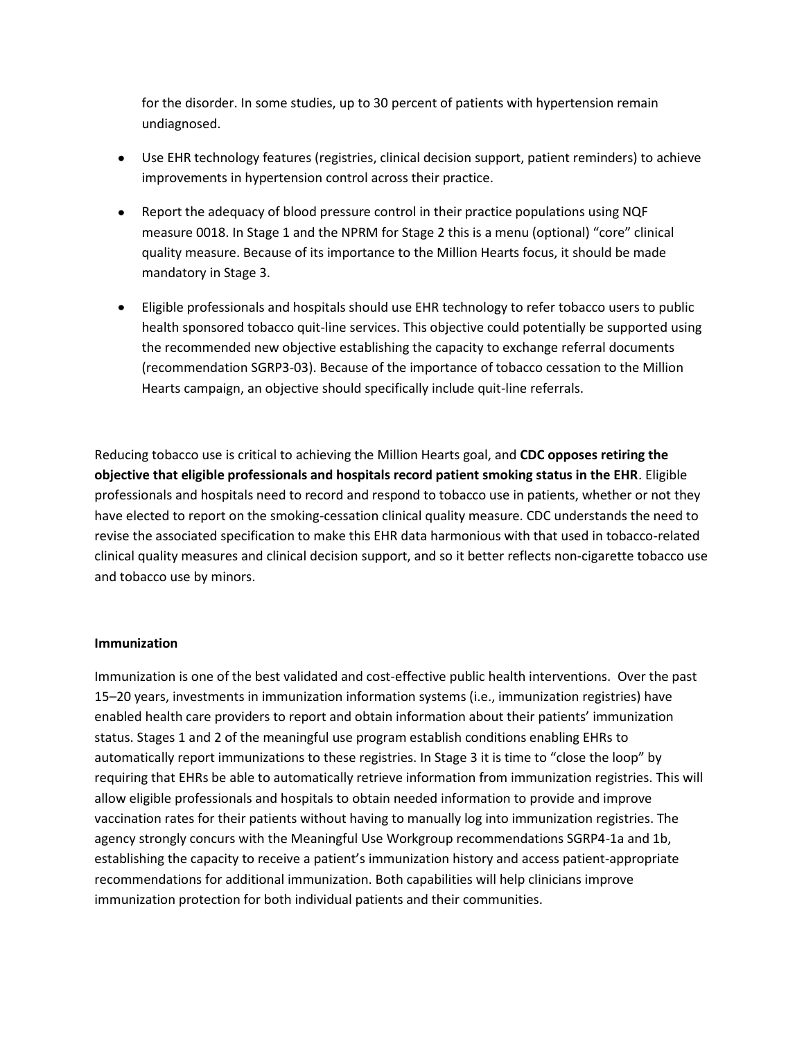for the disorder. In some studies, up to 30 percent of patients with hypertension remain undiagnosed.

- Use EHR technology features (registries, clinical decision support, patient reminders) to achieve improvements in hypertension control across their practice.
- Report the adequacy of blood pressure control in their practice populations using NQF measure 0018. In Stage 1 and the NPRM for Stage 2 this is a menu (optional) "core" clinical quality measure. Because of its importance to the Million Hearts focus, it should be made mandatory in Stage 3.
- Eligible professionals and hospitals should use EHR technology to refer tobacco users to public health sponsored tobacco quit-line services. This objective could potentially be supported using the recommended new objective establishing the capacity to exchange referral documents (recommendation SGRP3-03). Because of the importance of tobacco cessation to the Million Hearts campaign, an objective should specifically include quit-line referrals.

Reducing tobacco use is critical to achieving the Million Hearts goal, and **CDC opposes retiring the objective that eligible professionals and hospitals record patient smoking status in the EHR**. Eligible professionals and hospitals need to record and respond to tobacco use in patients, whether or not they have elected to report on the smoking-cessation clinical quality measure. CDC understands the need to revise the associated specification to make this EHR data harmonious with that used in tobacco-related clinical quality measures and clinical decision support, and so it better reflects non-cigarette tobacco use and tobacco use by minors.

**Immunization**

Immunization is one of the best validated and cost-effective public health interventions. Over the past 15–20 years, investments in immunization information systems (i.e., immunization registries) have enabled health care providers to report and obtain information about their patients' immunization status. Stages 1 and 2 of the meaningful use program establish conditions enabling EHRs to automatically report immunizations to these registries. In Stage 3 it is time to "close the loop" by requiring that EHRs be able to automatically retrieve information from immunization registries. This will allow eligible professionals and hospitals to obtain needed information to provide and improve vaccination rates for their patients without having to manually log into immunization registries. The agency strongly concurs with the Meaningful Use Workgroup recommendations SGRP4-1a and 1b, establishing the capacity to receive a patient's immunization history and access patient-appropriate recommendations for additional immunization. Both capabilities will help clinicians improve immunization protection for both individual patients and their communities.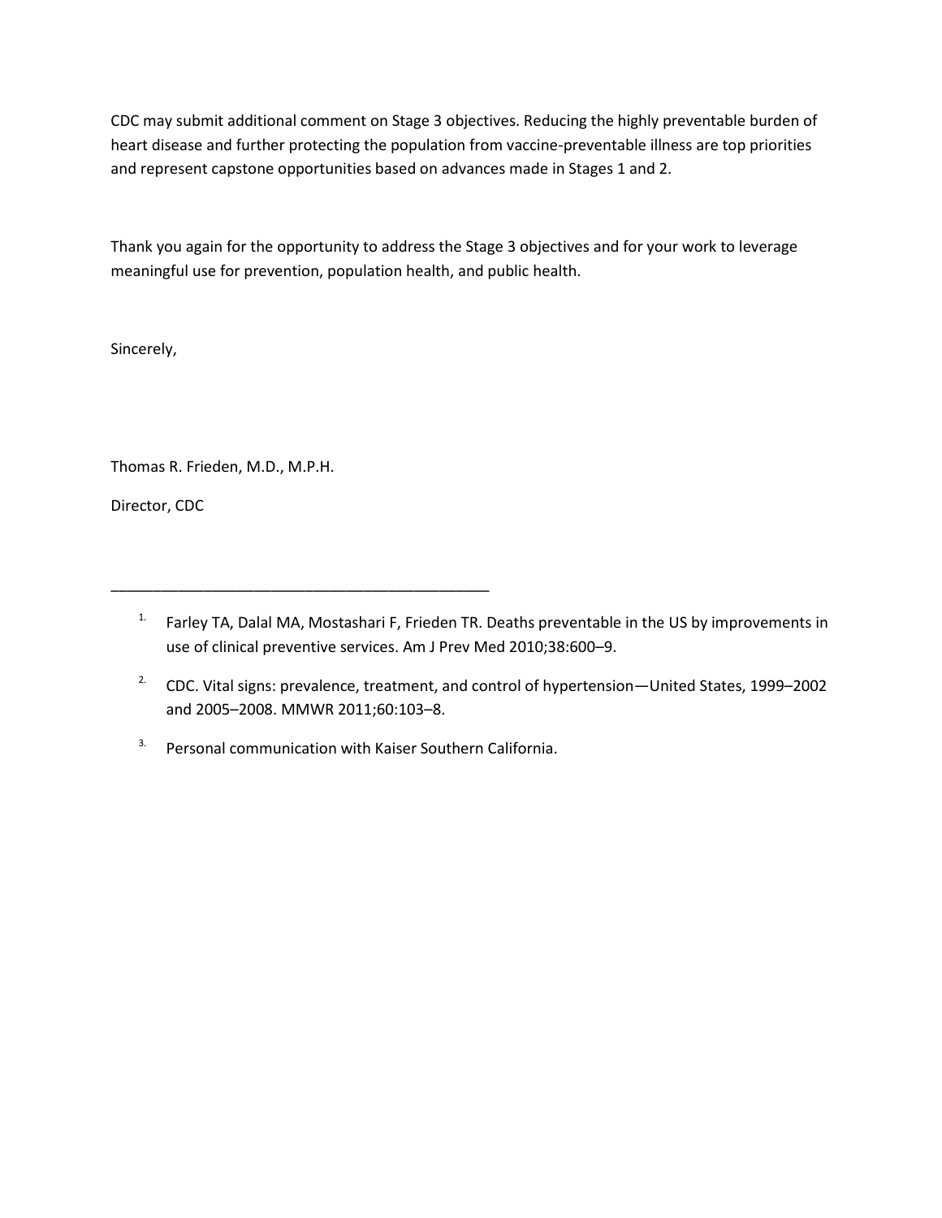CDC may submit additional comment on Stage 3 objectives. Reducing the highly preventable burden of heart disease and further protecting the population from vaccine-preventable illness are top priorities and represent capstone opportunities based on advances made in Stages 1 and 2.

Thank you again for the opportunity to address the Stage 3 objectives and for your work to leverage meaningful use for prevention, population health, and public health.

Sincerely,

Thomas R. Frieden, M.D., M.P.H.

Director, CDC

---

1. Farley TA, Dalal MA, Mostashari F, Frieden TR. Deaths preventable in the US by improvements in use of clinical preventive services. Am J Prev Med 2010;38:600–9.
2. CDC. Vital signs: prevalence, treatment, and control of hypertension—United States, 1999–2002 and 2005–2008. MMWR 2011;60:103–8.
3. Personal communication with Kaiser Southern California.